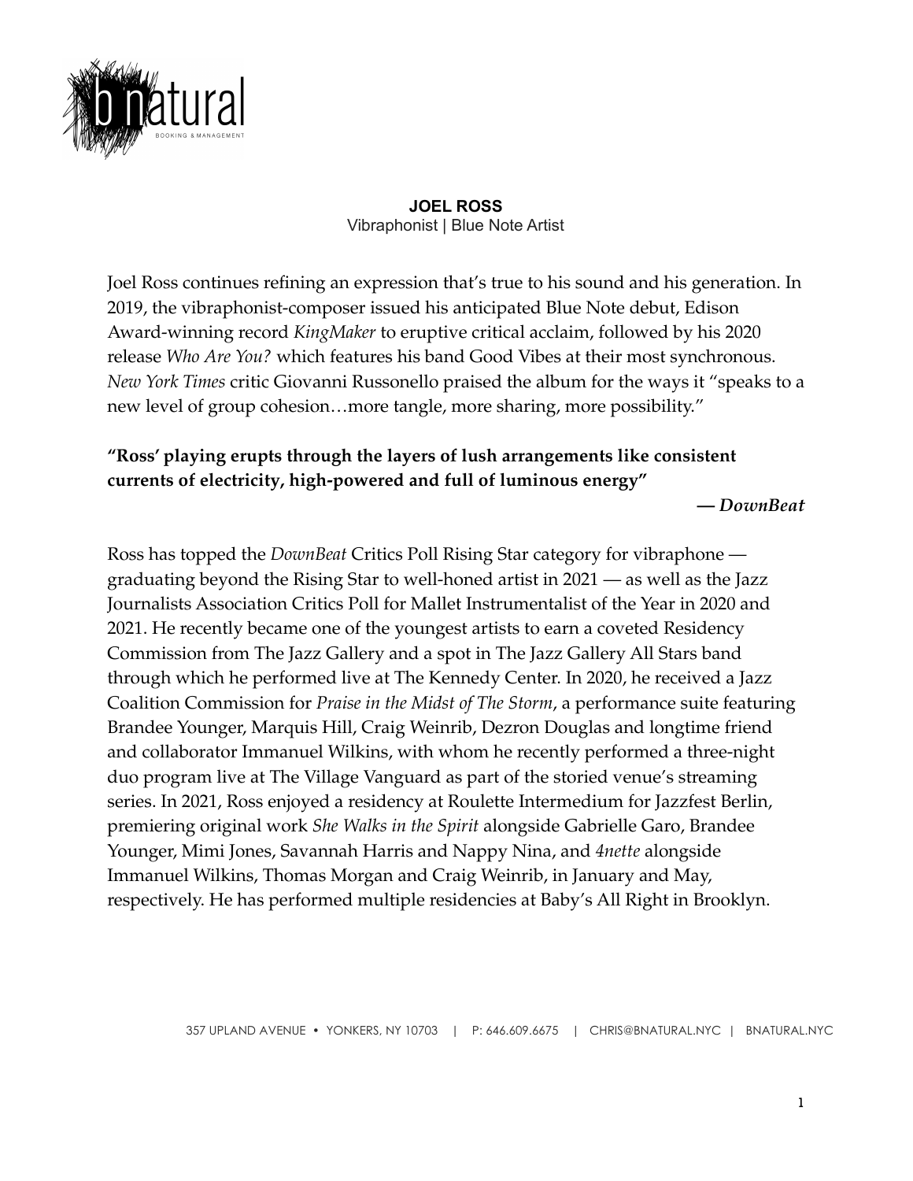**JOEL ROSS**
Vibraphonist | Blue Note Artist

Joel Ross continues refining an expression that's true to his sound and his generation. In 2019, the vibraphonist-composer issued his anticipated Blue Note debut, Edison Award-winning record *KingMaker* to eruptive critical acclaim, followed by his 2020 release *Who Are You?* which features his band Good Vibes at their most synchronous. *New York Times* critic Giovanni Russonello praised the album for the ways it "speaks to a new level of group cohesion…more tangle, more sharing, more possibility."

**"Ross' playing erupts through the layers of lush arrangements like consistent currents of electricity, high-powered and full of luminous energy"**

***— DownBeat***

Ross has topped the *DownBeat* Critics Poll Rising Star category for vibraphone — graduating beyond the Rising Star to well-honed artist in 2021 — as well as the Jazz Journalists Association Critics Poll for Mallet Instrumentalist of the Year in 2020 and 2021. He recently became one of the youngest artists to earn a coveted Residency Commission from The Jazz Gallery and a spot in The Jazz Gallery All Stars band through which he performed live at The Kennedy Center. In 2020, he received a Jazz Coalition Commission for *Praise in the Midst of The Storm*, a performance suite featuring Brandee Younger, Marquis Hill, Craig Weinrib, Dezron Douglas and longtime friend and collaborator Immanuel Wilkins, with whom he recently performed a three-night duo program live at The Village Vanguard as part of the storied venue's streaming series. In 2021, Ross enjoyed a residency at Roulette Intermedium for Jazzfest Berlin, premiering original work *She Walks in the Spirit* alongside Gabrielle Garo, Brandee Younger, Mimi Jones, Savannah Harris and Nappy Nina, and *4nette* alongside Immanuel Wilkins, Thomas Morgan and Craig Weinrib, in January and May, respectively. He has performed multiple residencies at Baby's All Right in Brooklyn.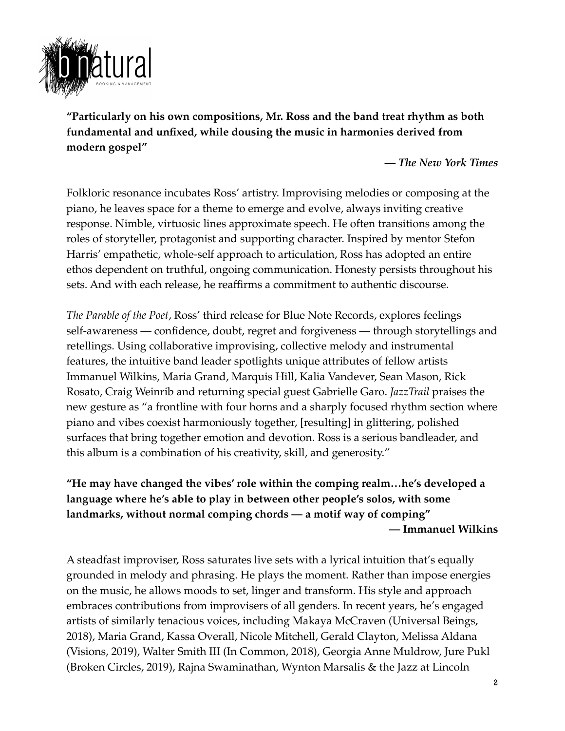**"Particularly on his own compositions, Mr. Ross and the band treat rhythm as both fundamental and unfixed, while dousing the music in harmonies derived from modern gospel"**

**— *The New York Times***

Folkloric resonance incubates Ross' artistry. Improvising melodies or composing at the piano, he leaves space for a theme to emerge and evolve, always inviting creative response. Nimble, virtuosic lines approximate speech. He often transitions among the roles of storyteller, protagonist and supporting character. Inspired by mentor Stefon Harris' empathetic, whole-self approach to articulation, Ross has adopted an entire ethos dependent on truthful, ongoing communication. Honesty persists throughout his sets. And with each release, he reaffirms a commitment to authentic discourse.

*The Parable of the Poet*, Ross' third release for Blue Note Records, explores feelings self-awareness — confidence, doubt, regret and forgiveness — through storytellings and retellings. Using collaborative improvising, collective melody and instrumental features, the intuitive band leader spotlights unique attributes of fellow artists Immanuel Wilkins, Maria Grand, Marquis Hill, Kalia Vandever, Sean Mason, Rick Rosato, Craig Weinrib and returning special guest Gabrielle Garo. *JazzTrail* praises the new gesture as "a frontline with four horns and a sharply focused rhythm section where piano and vibes coexist harmoniously together, [resulting] in glittering, polished surfaces that bring together emotion and devotion. Ross is a serious bandleader, and this album is a combination of his creativity, skill, and generosity."

**"He may have changed the vibes' role within the comping realm…he's developed a language where he's able to play in between other people's solos, with some landmarks, without normal comping chords — a motif way of comping"**

**— Immanuel Wilkins**

A steadfast improviser, Ross saturates live sets with a lyrical intuition that's equally grounded in melody and phrasing. He plays the moment. Rather than impose energies on the music, he allows moods to set, linger and transform. His style and approach embraces contributions from improvisers of all genders. In recent years, he's engaged artists of similarly tenacious voices, including Makaya McCraven (Universal Beings, 2018), Maria Grand, Kassa Overall, Nicole Mitchell, Gerald Clayton, Melissa Aldana (Visions, 2019), Walter Smith III (In Common, 2018), Georgia Anne Muldrow, Jure Pukl (Broken Circles, 2019), Rajna Swaminathan, Wynton Marsalis & the Jazz at Lincoln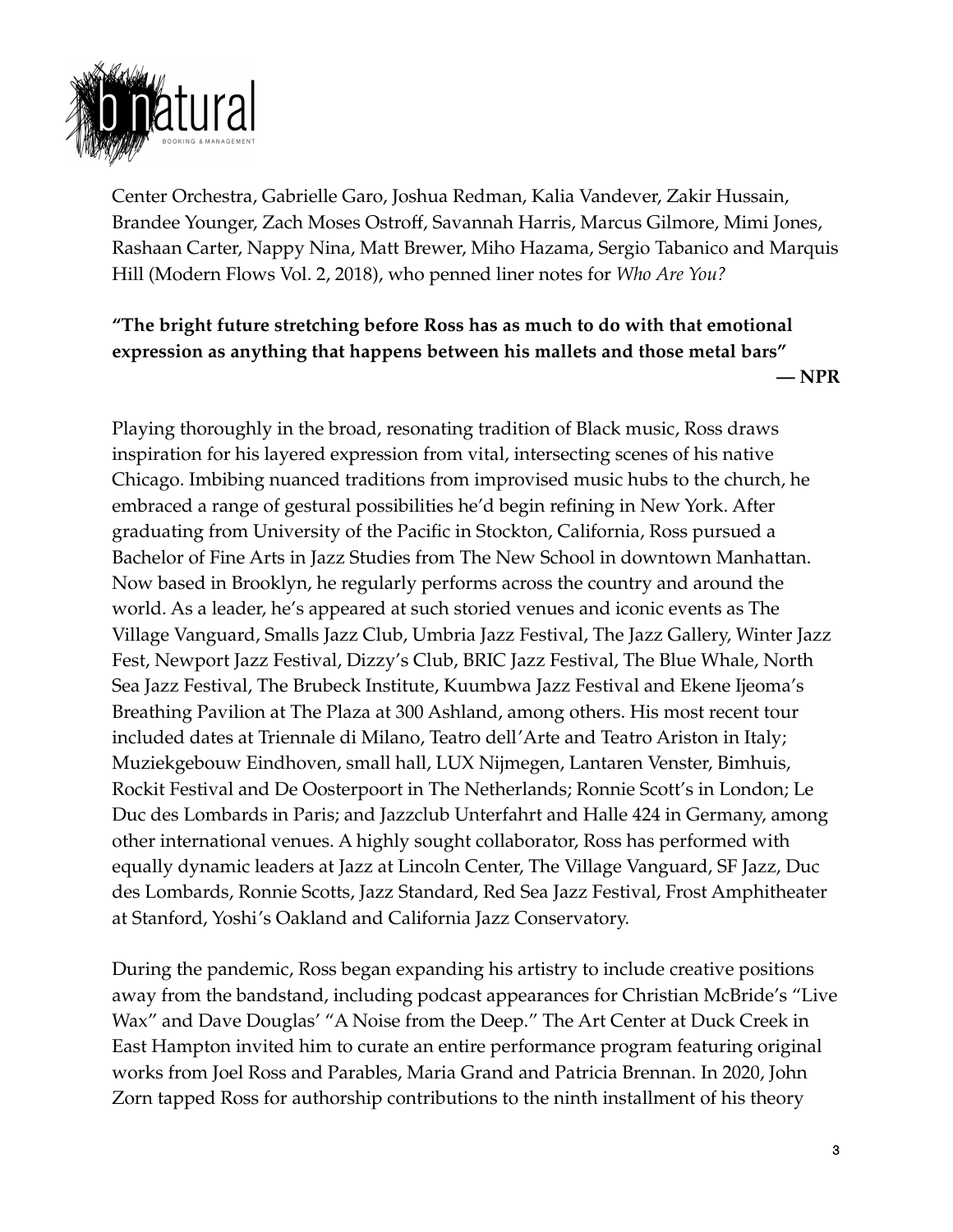Center Orchestra, Gabrielle Garo, Joshua Redman, Kalia Vandever, Zakir Hussain, Brandee Younger, Zach Moses Ostroff, Savannah Harris, Marcus Gilmore, Mimi Jones, Rashaan Carter, Nappy Nina, Matt Brewer, Miho Hazama, Sergio Tabanico and Marquis Hill (Modern Flows Vol. 2, 2018), who penned liner notes for *Who Are You?*

**"The bright future stretching before Ross has as much to do with that emotional expression as anything that happens between his mallets and those metal bars"**

**— NPR**

Playing thoroughly in the broad, resonating tradition of Black music, Ross draws inspiration for his layered expression from vital, intersecting scenes of his native Chicago. Imbibing nuanced traditions from improvised music hubs to the church, he embraced a range of gestural possibilities he'd begin refining in New York. After graduating from University of the Pacific in Stockton, California, Ross pursued a Bachelor of Fine Arts in Jazz Studies from The New School in downtown Manhattan. Now based in Brooklyn, he regularly performs across the country and around the world. As a leader, he's appeared at such storied venues and iconic events as The Village Vanguard, Smalls Jazz Club, Umbria Jazz Festival, The Jazz Gallery, Winter Jazz Fest, Newport Jazz Festival, Dizzy's Club, BRIC Jazz Festival, The Blue Whale, North Sea Jazz Festival, The Brubeck Institute, Kuumbwa Jazz Festival and Ekene Ijeoma's Breathing Pavilion at The Plaza at 300 Ashland, among others. His most recent tour included dates at Triennale di Milano, Teatro dell'Arte and Teatro Ariston in Italy; Muziekgebouw Eindhoven, small hall, LUX Nijmegen, Lantaren Venster, Bimhuis, Rockit Festival and De Oosterpoort in The Netherlands; Ronnie Scott's in London; Le Duc des Lombards in Paris; and Jazzclub Unterfahrt and Halle 424 in Germany, among other international venues. A highly sought collaborator, Ross has performed with equally dynamic leaders at Jazz at Lincoln Center, The Village Vanguard, SF Jazz, Duc des Lombards, Ronnie Scotts, Jazz Standard, Red Sea Jazz Festival, Frost Amphitheater at Stanford, Yoshi's Oakland and California Jazz Conservatory.

During the pandemic, Ross began expanding his artistry to include creative positions away from the bandstand, including podcast appearances for Christian McBride's "Live Wax" and Dave Douglas' "A Noise from the Deep." The Art Center at Duck Creek in East Hampton invited him to curate an entire performance program featuring original works from Joel Ross and Parables, Maria Grand and Patricia Brennan. In 2020, John Zorn tapped Ross for authorship contributions to the ninth installment of his theory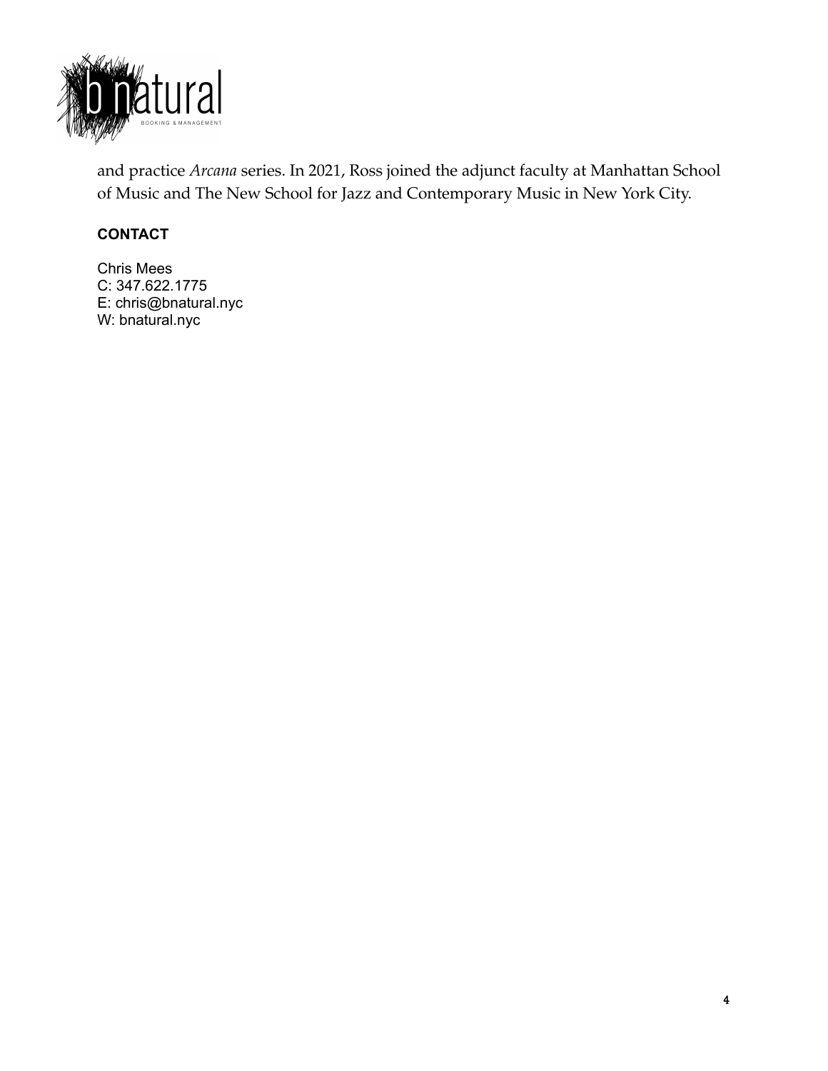and practice *Arcana* series. In 2021, Ross joined the adjunct faculty at Manhattan School of Music and The New School for Jazz and Contemporary Music in New York City.

**CONTACT**

Chris Mees
C: 347.622.1775
E: chris@bnatural.nyc
W: bnatural.nyc